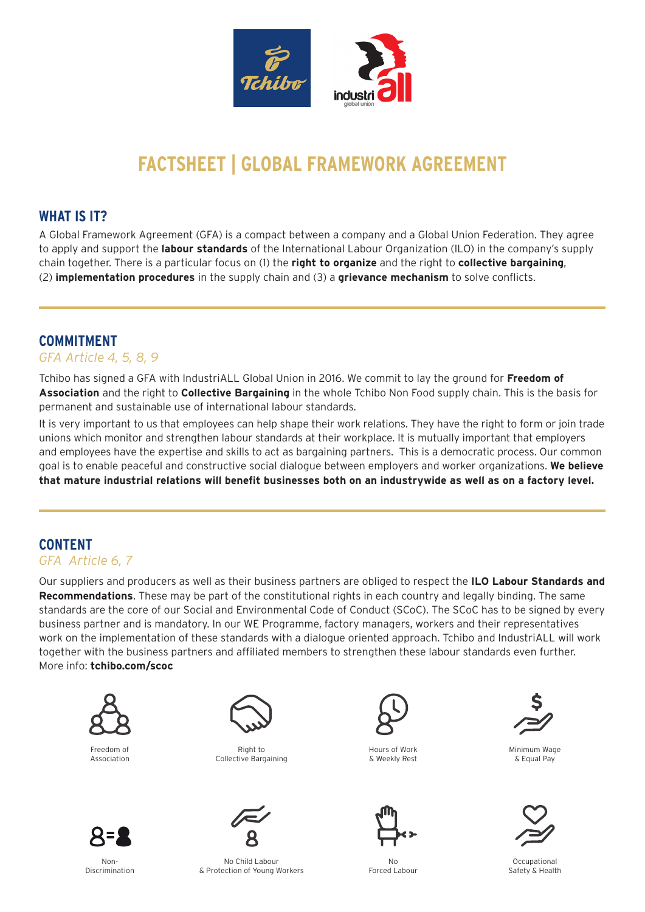# FACTSHEET | GLOBAL FRAMEWORK AGREEMENT

## WHAT IS IT?

A Global Framework Agreement (GFA) is a compact between a company and a Global Union Federation. They agree to apply and support the **labour standards** of the International Labour Organization (ILO) in the company's supply chain together. There is a particular focus on (1) the **right to organize** and the right to **collective bargaining**, (2) **implementation procedures** in the supply chain and (3) a **grievance mechanism** to solve conflicts.

## COMMITMENT

*GFA Article 4, 5, 8, 9*

Tchibo has signed a GFA with IndustriALL Global Union in 2016. We commit to lay the ground for **Freedom of Association** and the right to **Collective Bargaining** in the whole Tchibo Non Food supply chain. This is the basis for permanent and sustainable use of international labour standards.

It is very important to us that employees can help shape their work relations. They have the right to form or join trade unions which monitor and strengthen labour standards at their workplace. It is mutually important that employers and employees have the expertise and skills to act as bargaining partners. This is a democratic process. Our common goal is to enable peaceful and constructive social dialogue between employers and worker organizations. **We believe that mature industrial relations will benefit businesses both on an industrywide as well as on a factory level.**

## CONTENT

*GFA Article 6, 7*

Our suppliers and producers as well as their business partners are obliged to respect the **ILO Labour Standards and Recommendations**. These may be part of the constitutional rights in each country and legally binding. The same standards are the core of our Social and Environmental Code of Conduct (SCoC). The SCoC has to be signed by every business partner and is mandatory. In our WE Programme, factory managers, workers and their representatives work on the implementation of these standards with a dialogue oriented approach. Tchibo and IndustriALL will work together with the business partners and affiliated members to strengthen these labour standards even further. More info: **tchibo.com/scoc**

- Freedom of Association
- Right to Collective Bargaining
- Hours of Work & Weekly Rest
- Minimum Wage & Equal Pay
- Non-Discrimination
- No Child Labour & Protection of Young Workers
- No Forced Labour
- Occupational Safety & Health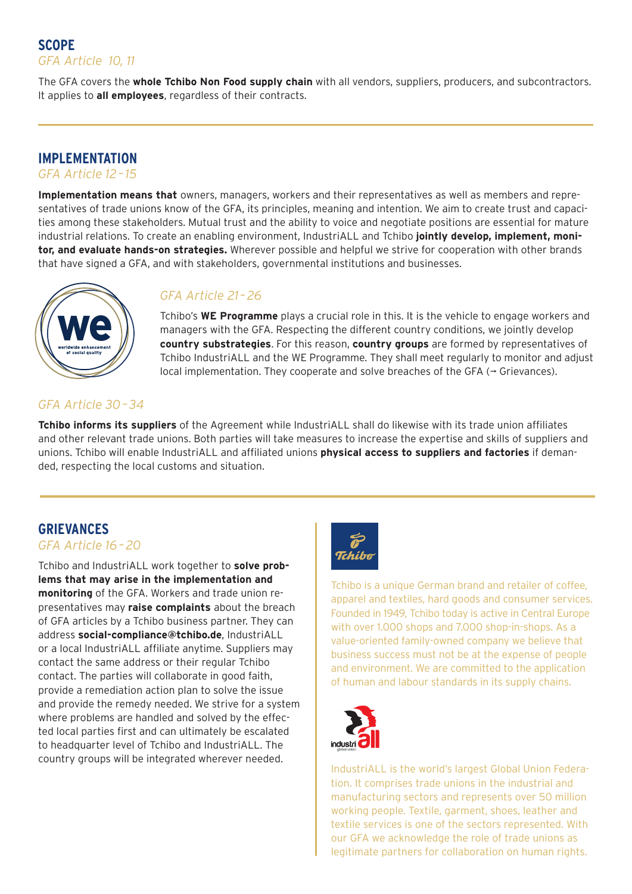## SCOPE

*GFA Article 10, 11*

The GFA covers the **whole Tchibo Non Food supply chain** with all vendors, suppliers, producers, and subcontractors. It applies to **all employees**, regardless of their contracts.

## IMPLEMENTATION

*GFA Article 12–15*

**Implementation means that** owners, managers, workers and their representatives as well as members and representatives of trade unions know of the GFA, its principles, meaning and intention. We aim to create trust and capacities among these stakeholders. Mutual trust and the ability to voice and negotiate positions are essential for mature industrial relations. To create an enabling environment, IndustriALL and Tchibo **jointly develop, implement, monitor, and evaluate hands-on strategies.** Wherever possible and helpful we strive for cooperation with other brands that have signed a GFA, and with stakeholders, governmental institutions and businesses.

we
worldwide enhancement of social quality

*GFA Article 21–26*

Tchibo's **WE Programme** plays a crucial role in this. It is the vehicle to engage workers and managers with the GFA. Respecting the different country conditions, we jointly develop **country substrategies**. For this reason, **country groups** are formed by representatives of Tchibo IndustriALL and the WE Programme. They shall meet regularly to monitor and adjust local implementation. They cooperate and solve breaches of the GFA (→ Grievances).

*GFA Article 30–34*

**Tchibo informs its suppliers** of the Agreement while IndustriALL shall do likewise with its trade union affiliates and other relevant trade unions. Both parties will take measures to increase the expertise and skills of suppliers and unions. Tchibo will enable IndustriALL and affiliated unions **physical access to suppliers and factories** if demanded, respecting the local customs and situation.

## GRIEVANCES

*GFA Article 16–20*

Tchibo and IndustriALL work together to **solve problems that may arise in the implementation and monitoring** of the GFA. Workers and trade union representatives may **raise complaints** about the breach of GFA articles by a Tchibo business partner. They can address **social-compliance@tchibo.de**, IndustriALL or a local IndustriALL affiliate anytime. Suppliers may contact the same address or their regular Tchibo contact. The parties will collaborate in good faith, provide a remediation action plan to solve the issue and provide the remedy needed. We strive for a system where problems are handled and solved by the effected local parties first and can ultimately be escalated to headquarter level of Tchibo and IndustriALL. The country groups will be integrated wherever needed.

Tchibo

Tchibo is a unique German brand and retailer of coffee, apparel and textiles, hard goods and consumer services. Founded in 1949, Tchibo today is active in Central Europe with over 1.000 shops and 7.000 shop-in-shops. As a value-oriented family-owned company we believe that business success must not be at the expense of people and environment. We are committed to the application of human and labour standards in its supply chains.

industriall global union

IndustriALL is the world's largest Global Union Federation. It comprises trade unions in the industrial and manufacturing sectors and represents over 50 million working people. Textile, garment, shoes, leather and textile services is one of the sectors represented. With our GFA we acknowledge the role of trade unions as legitimate partners for collaboration on human rights.